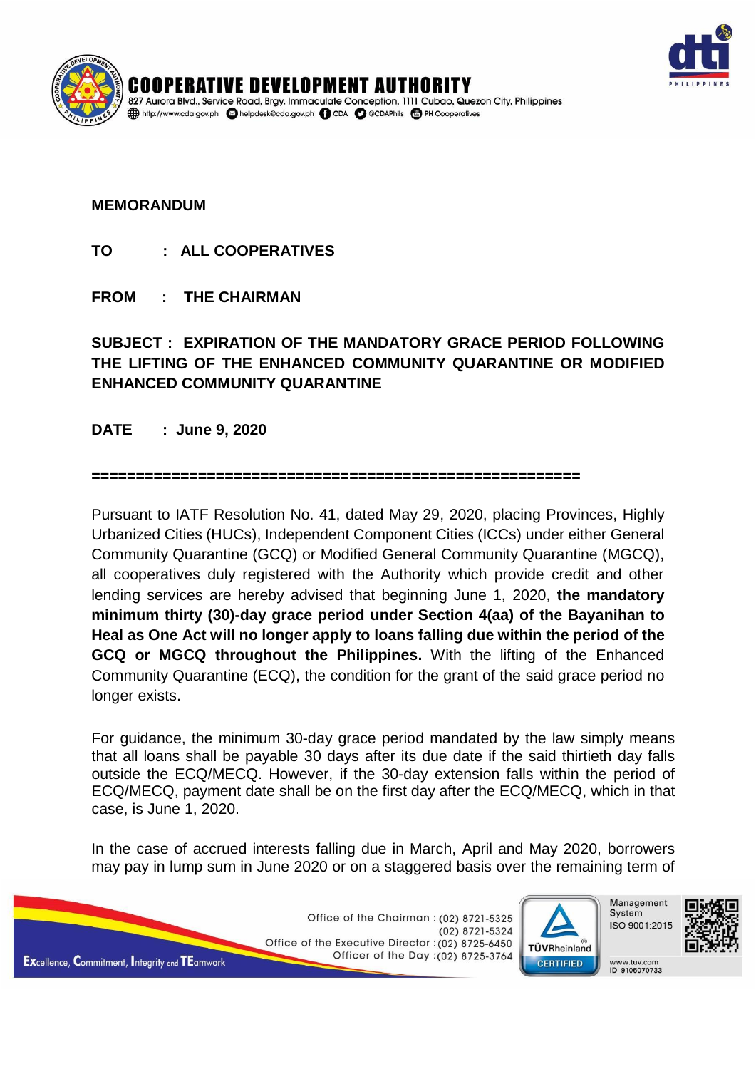# COOPERATIVE DEVELOPMENT AUTHORITY

827 Aurora Blvd., Service Road, Brgy. Immaculate Conception, 1111 Cubao, Quezon City, Philippines
http://www.cda.gov.ph helpdesk@cda.gov.ph CDA @CDAPhils PH Cooperatives

**MEMORANDUM**

**TO : ALL COOPERATIVES**

**FROM : THE CHAIRMAN**

**SUBJECT : EXPIRATION OF THE MANDATORY GRACE PERIOD FOLLOWING THE LIFTING OF THE ENHANCED COMMUNITY QUARANTINE OR MODIFIED ENHANCED COMMUNITY QUARANTINE**

**DATE : June 9, 2020**

======================================================

Pursuant to IATF Resolution No. 41, dated May 29, 2020, placing Provinces, Highly Urbanized Cities (HUCs), Independent Component Cities (ICCs) under either General Community Quarantine (GCQ) or Modified General Community Quarantine (MGCQ), all cooperatives duly registered with the Authority which provide credit and other lending services are hereby advised that beginning June 1, 2020, **the mandatory minimum thirty (30)-day grace period under Section 4(aa) of the Bayanihan to Heal as One Act will no longer apply to loans falling due within the period of the GCQ or MGCQ throughout the Philippines.** With the lifting of the Enhanced Community Quarantine (ECQ), the condition for the grant of the said grace period no longer exists.

For guidance, the minimum 30-day grace period mandated by the law simply means that all loans shall be payable 30 days after its due date if the said thirtieth day falls outside the ECQ/MECQ. However, if the 30-day extension falls within the period of ECQ/MECQ, payment date shall be on the first day after the ECQ/MECQ, which in that case, is June 1, 2020.

In the case of accrued interests falling due in March, April and May 2020, borrowers may pay in lump sum in June 2020 or on a staggered basis over the remaining term of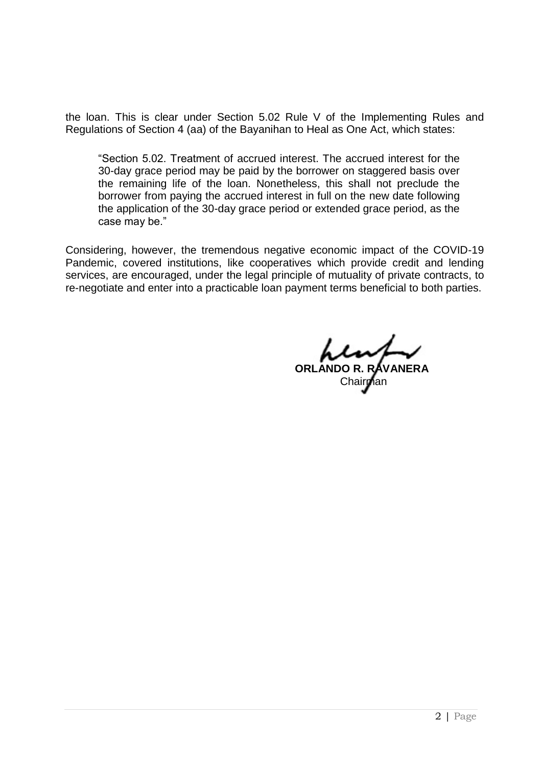the loan. This is clear under Section 5.02 Rule V of the Implementing Rules and Regulations of Section 4 (aa) of the Bayanihan to Heal as One Act, which states:

> "Section 5.02. Treatment of accrued interest. The accrued interest for the 30-day grace period may be paid by the borrower on staggered basis over the remaining life of the loan. Nonetheless, this shall not preclude the borrower from paying the accrued interest in full on the new date following the application of the 30-day grace period or extended grace period, as the case may be."

Considering, however, the tremendous negative economic impact of the COVID-19 Pandemic, covered institutions, like cooperatives which provide credit and lending services, are encouraged, under the legal principle of mutuality of private contracts, to re-negotiate and enter into a practicable loan payment terms beneficial to both parties.

**ORLANDO R. RAVANERA**
Chairman